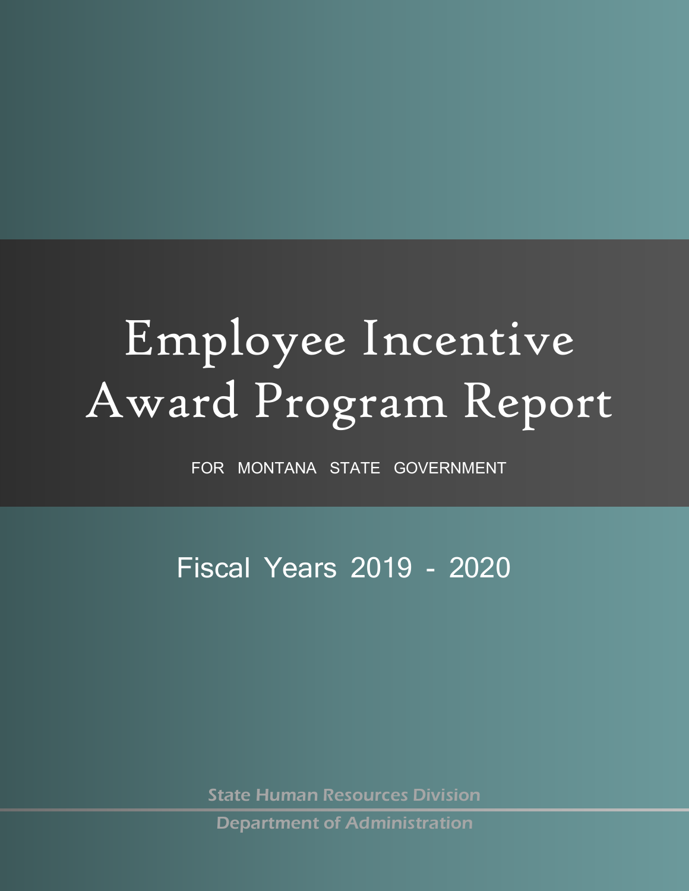# Employee Incentive Award Program Report

FOR MONTANA STATE GOVERNMENT

## Fiscal Years 2019 - 2020

State Human Resources Division

Department of Administration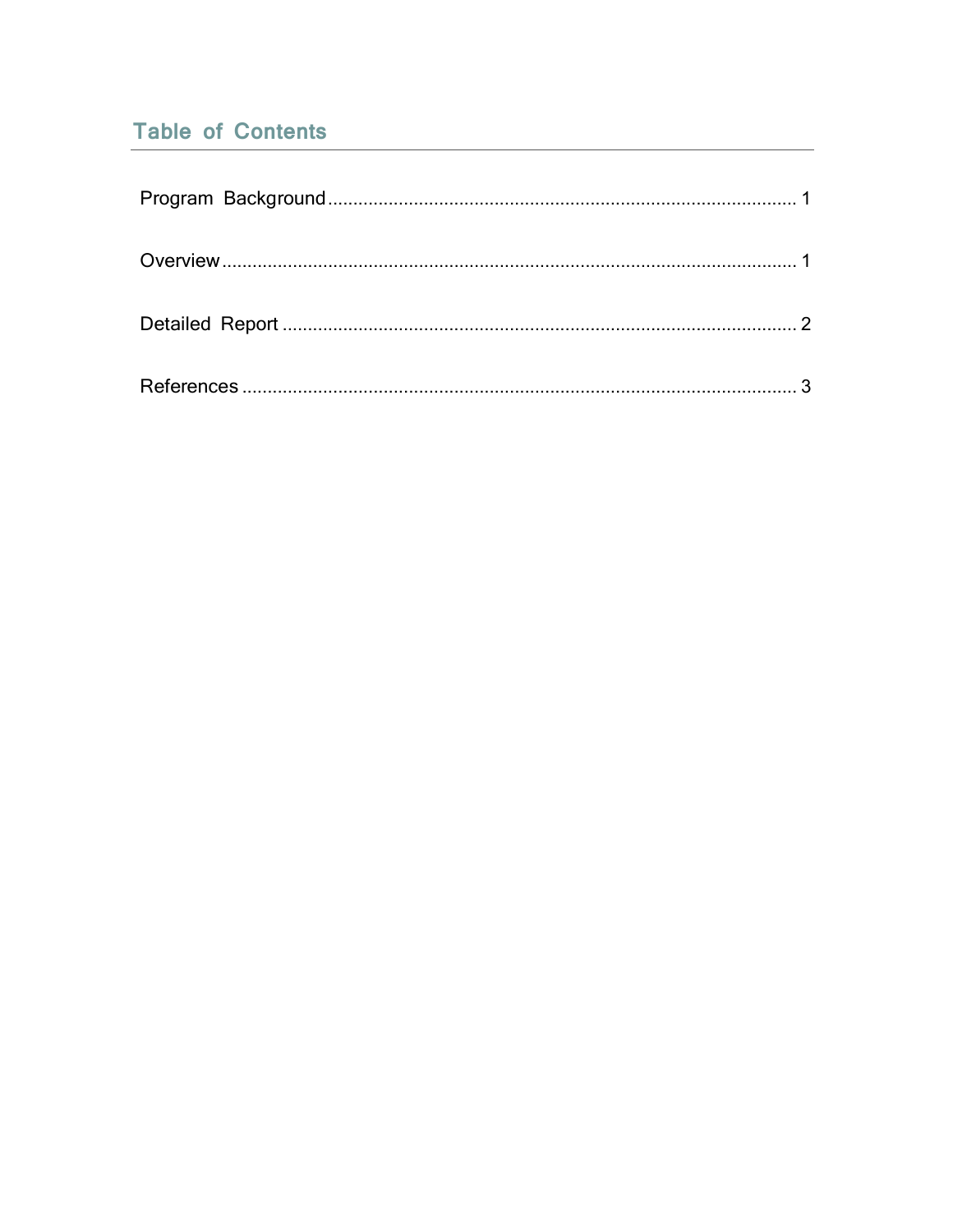## Table of Contents

Program Background ........................................................................................... 1

Overview ................................................................................................................ 1

Detailed Report ...................................................................................................... 2

References ............................................................................................................. 3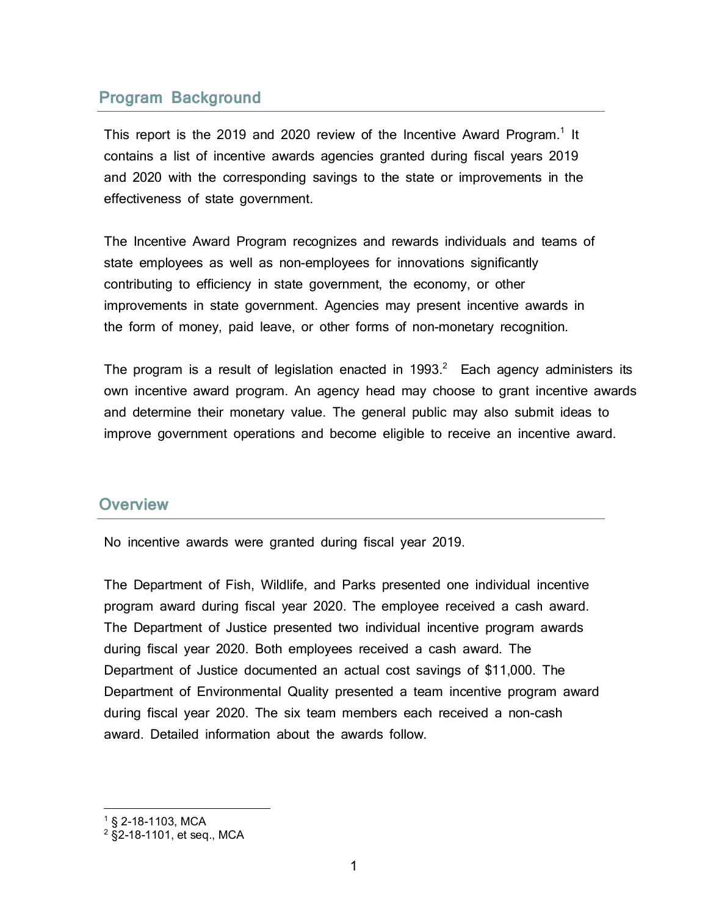## Program Background

This report is the 2019 and 2020 review of the Incentive Award Program.[1] It contains a list of incentive awards agencies granted during fiscal years 2019 and 2020 with the corresponding savings to the state or improvements in the effectiveness of state government.

The Incentive Award Program recognizes and rewards individuals and teams of state employees as well as non-employees for innovations significantly contributing to efficiency in state government, the economy, or other improvements in state government. Agencies may present incentive awards in the form of money, paid leave, or other forms of non-monetary recognition.

The program is a result of legislation enacted in 1993.[2] Each agency administers its own incentive award program. An agency head may choose to grant incentive awards and determine their monetary value. The general public may also submit ideas to improve government operations and become eligible to receive an incentive award.

## Overview

No incentive awards were granted during fiscal year 2019.

The Department of Fish, Wildlife, and Parks presented one individual incentive program award during fiscal year 2020. The employee received a cash award. The Department of Justice presented two individual incentive program awards during fiscal year 2020. Both employees received a cash award. The Department of Justice documented an actual cost savings of $11,000. The Department of Environmental Quality presented a team incentive program award during fiscal year 2020. The six team members each received a non-cash award. Detailed information about the awards follow.

---

[1] § 2-18-1103, MCA
[2] §2-18-1101, et seq., MCA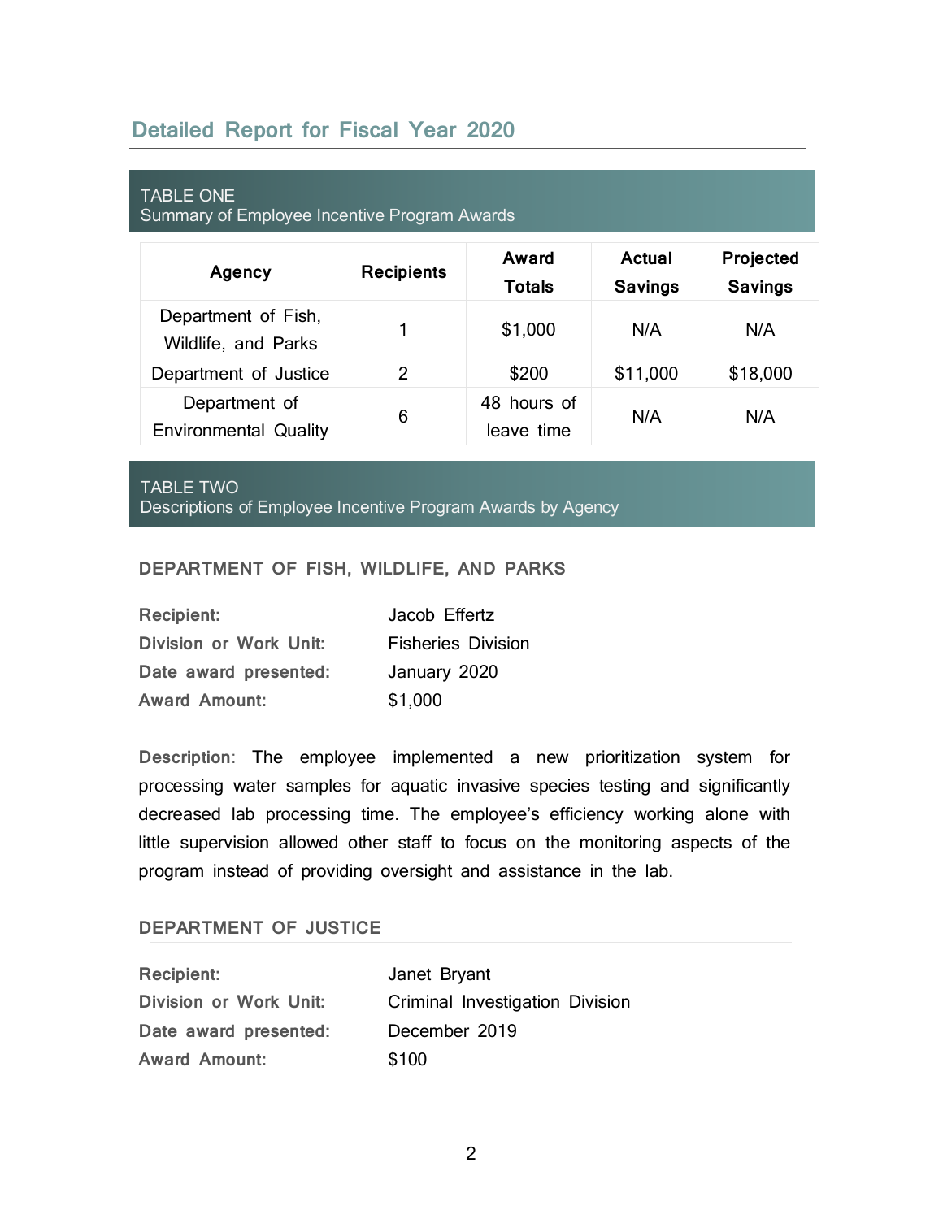## Detailed Report for Fiscal Year 2020

**TABLE ONE**
Summary of Employee Incentive Program Awards

| Agency | Recipients | Award Totals | Actual Savings | Projected Savings |
|---|---|---|---|---|
| Department of Fish, Wildlife, and Parks | 1 | $1,000 | N/A | N/A |
| Department of Justice | 2 | $200 | $11,000 | $18,000 |
| Department of Environmental Quality | 6 | 48 hours of leave time | N/A | N/A |

**TABLE TWO**
Descriptions of Employee Incentive Program Awards by Agency

### DEPARTMENT OF FISH, WILDLIFE, AND PARKS

**Recipient:** Jacob Effertz
**Division or Work Unit:** Fisheries Division
**Date award presented:** January 2020
**Award Amount:** $1,000

**Description**: The employee implemented a new prioritization system for processing water samples for aquatic invasive species testing and significantly decreased lab processing time. The employee's efficiency working alone with little supervision allowed other staff to focus on the monitoring aspects of the program instead of providing oversight and assistance in the lab.

### DEPARTMENT OF JUSTICE

**Recipient:** Janet Bryant
**Division or Work Unit:** Criminal Investigation Division
**Date award presented:** December 2019
**Award Amount:** $100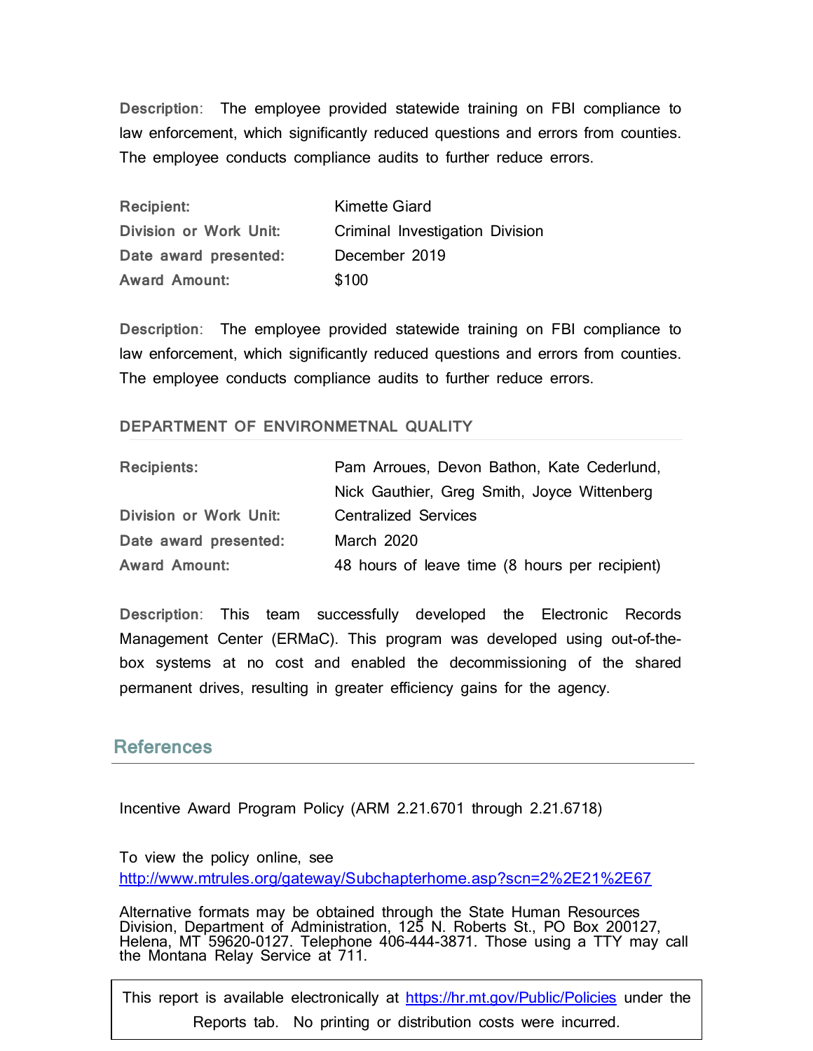**Description**: The employee provided statewide training on FBI compliance to law enforcement, which significantly reduced questions and errors from counties. The employee conducts compliance audits to further reduce errors.

| | |
|---|---|
| **Recipient:** | Kimette Giard |
| **Division or Work Unit:** | Criminal Investigation Division |
| **Date award presented:** | December 2019 |
| **Award Amount:** | $100 |

**Description**: The employee provided statewide training on FBI compliance to law enforcement, which significantly reduced questions and errors from counties. The employee conducts compliance audits to further reduce errors.

### DEPARTMENT OF ENVIRONMETNAL QUALITY

| | |
|---|---|
| **Recipients:** | Pam Arroues, Devon Bathon, Kate Cederlund, Nick Gauthier, Greg Smith, Joyce Wittenberg |
| **Division or Work Unit:** | Centralized Services |
| **Date award presented:** | March 2020 |
| **Award Amount:** | 48 hours of leave time (8 hours per recipient) |

**Description**: This team successfully developed the Electronic Records Management Center (ERMaC). This program was developed using out-of-the-box systems at no cost and enabled the decommissioning of the shared permanent drives, resulting in greater efficiency gains for the agency.

## References

Incentive Award Program Policy (ARM 2.21.6701 through 2.21.6718)

To view the policy online, see
http://www.mtrules.org/gateway/Subchapterhome.asp?scn=2%2E21%2E67

Alternative formats may be obtained through the State Human Resources Division, Department of Administration, 125 N. Roberts St., PO Box 200127, Helena, MT 59620-0127. Telephone 406-444-3871. Those using a TTY may call the Montana Relay Service at 711.

This report is available electronically at https://hr.mt.gov/Public/Policies under the Reports tab. No printing or distribution costs were incurred.